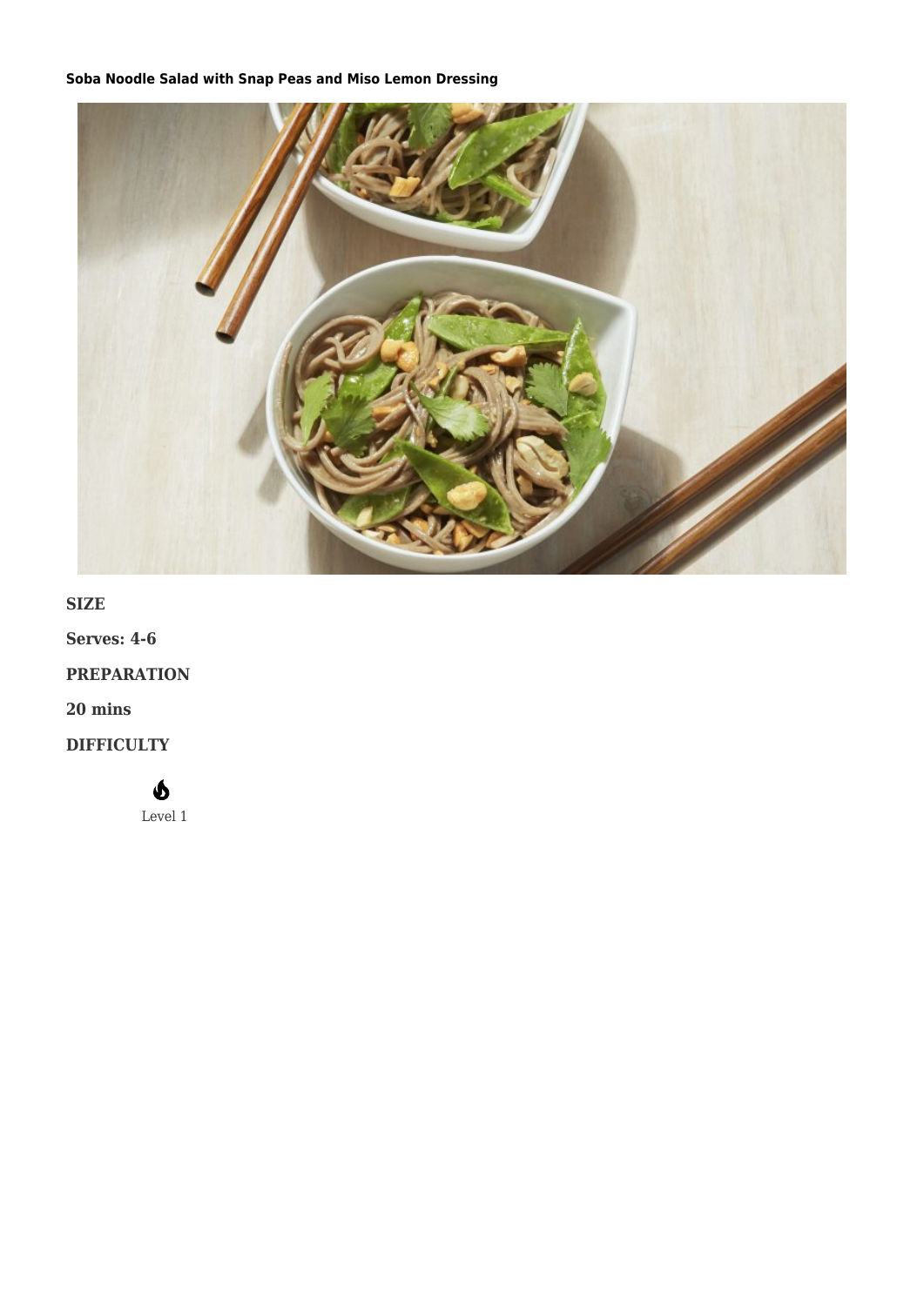**Soba Noodle Salad with Snap Peas and Miso Lemon Dressing**

**SIZE**

**Serves: 4-6**

**PREPARATION**

**20 mins**

**DIFFICULTY**

Level 1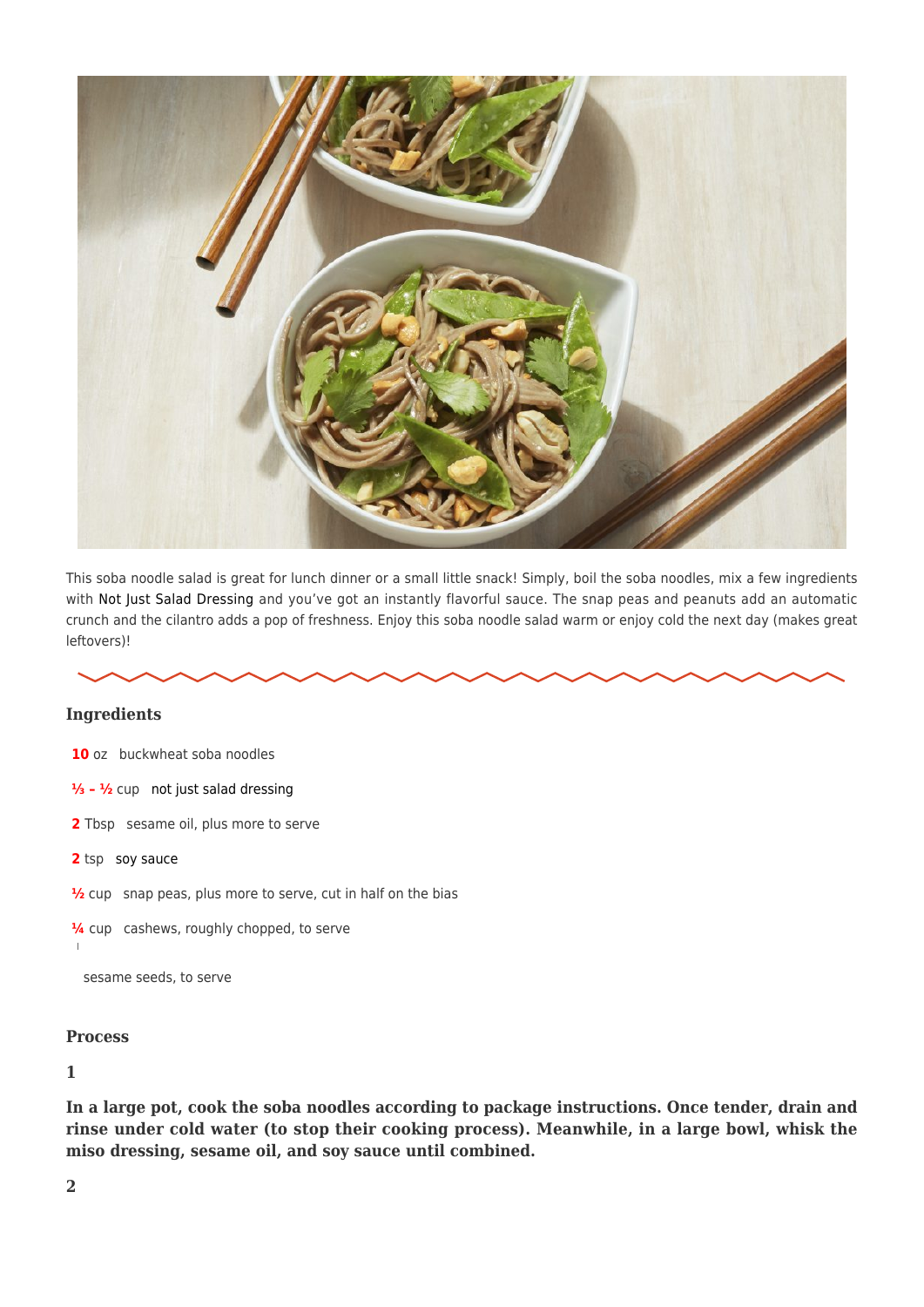This soba noodle salad is great for lunch dinner or a small little snack! Simply, boil the soba noodles, mix a few ingredients with Not Just Salad Dressing and you've got an instantly flavorful sauce. The snap peas and peanuts add an automatic crunch and the cilantro adds a pop of freshness. Enjoy this soba noodle salad warm or enjoy cold the next day (makes great leftovers)!

## Ingredients

- **10** oz buckwheat soba noodles
- **⅓ – ½** cup not just salad dressing
- **2** Tbsp sesame oil, plus more to serve
- **2** tsp soy sauce
- **½** cup snap peas, plus more to serve, cut in half on the bias
- **¼** cup cashews, roughly chopped, to serve
- sesame seeds, to serve

## Process

**1**

**In a large pot, cook the soba noodles according to package instructions. Once tender, drain and rinse under cold water (to stop their cooking process). Meanwhile, in a large bowl, whisk the miso dressing, sesame oil, and soy sauce until combined.**

**2**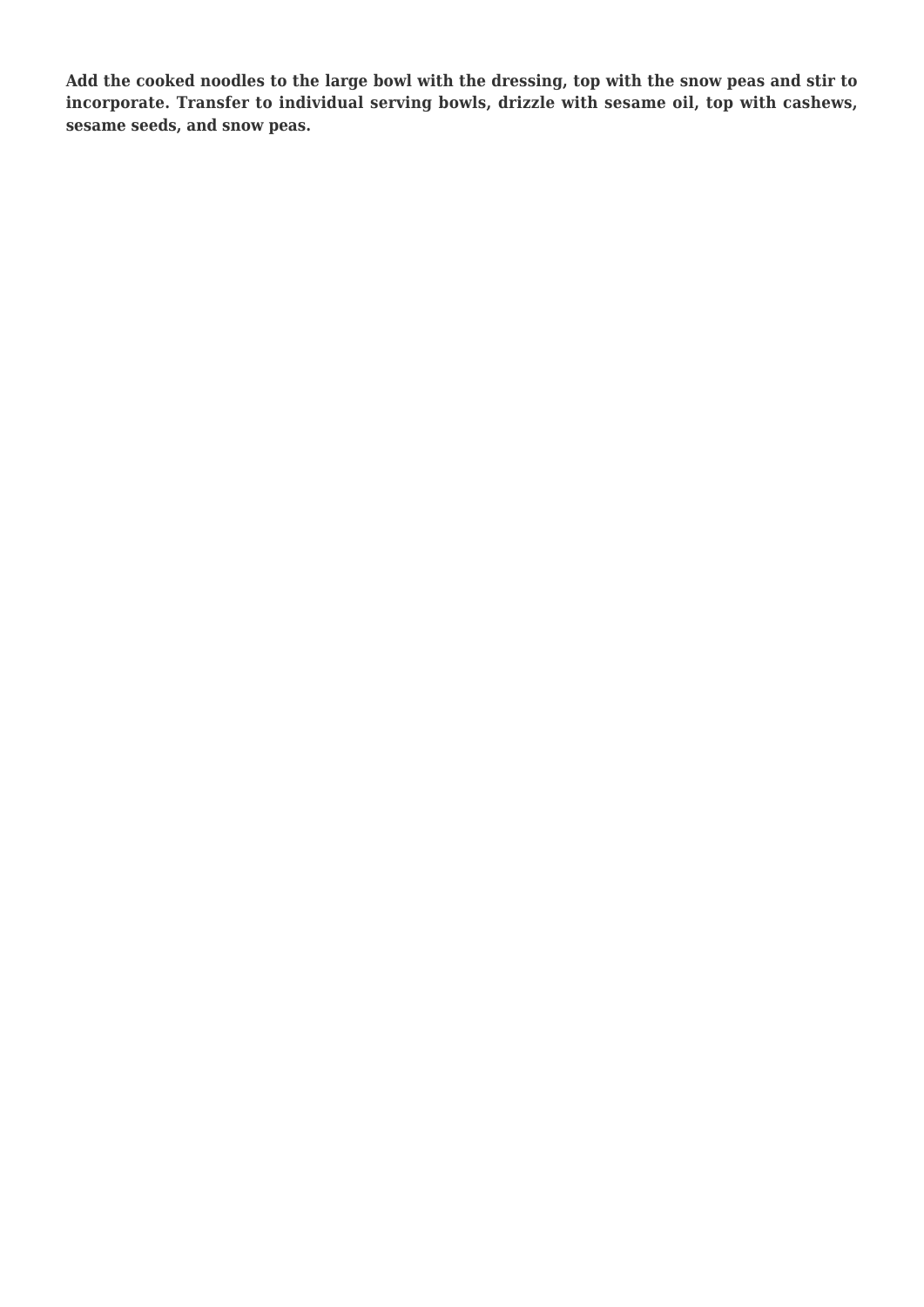**Add the cooked noodles to the large bowl with the dressing, top with the snow peas and stir to incorporate. Transfer to individual serving bowls, drizzle with sesame oil, top with cashews, sesame seeds, and snow peas.**